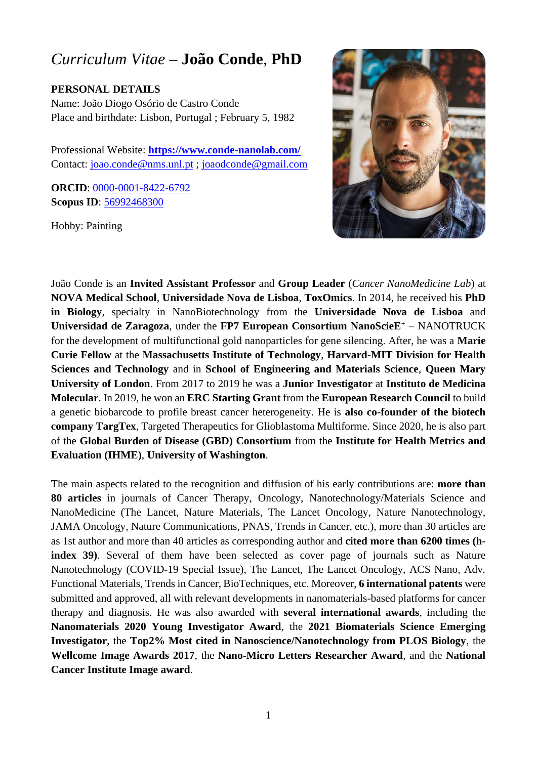# *Curriculum Vitae* – **João Conde**, **PhD**

**PERSONAL DETAILS**

Name: João Diogo Osório de Castro Conde
Place and birthdate: Lisbon, Portugal ; February 5, 1982

Professional Website: **https://www.conde-nanolab.com/**
Contact: joao.conde@nms.unl.pt ; joaodconde@gmail.com

**ORCID**: 0000-0001-8422-6792
**Scopus ID**: 56992468300

Hobby: Painting

João Conde is an **Invited Assistant Professor** and **Group Leader** (*Cancer NanoMedicine Lab*) at **NOVA Medical School**, **Universidade Nova de Lisboa**, **ToxOmics**. In 2014, he received his **PhD in Biology**, specialty in NanoBiotechnology from the **Universidade Nova de Lisboa** and **Universidad de Zaragoza**, under the **FP7 European Consortium NanoScieE⁺** – NANOTRUCK for the development of multifunctional gold nanoparticles for gene silencing. After, he was a **Marie Curie Fellow** at the **Massachusetts Institute of Technology**, **Harvard-MIT Division for Health Sciences and Technology** and in **School of Engineering and Materials Science**, **Queen Mary University of London**. From 2017 to 2019 he was a **Junior Investigator** at **Instituto de Medicina Molecular**. In 2019, he won an **ERC Starting Grant** from the **European Research Council** to build a genetic biobarcode to profile breast cancer heterogeneity. He is **also co-founder of the biotech company TargTex**, Targeted Therapeutics for Glioblastoma Multiforme. Since 2020, he is also part of the **Global Burden of Disease (GBD) Consortium** from the **Institute for Health Metrics and Evaluation (IHME)**, **University of Washington**.

The main aspects related to the recognition and diffusion of his early contributions are: **more than 80 articles** in journals of Cancer Therapy, Oncology, Nanotechnology/Materials Science and NanoMedicine (The Lancet, Nature Materials, The Lancet Oncology, Nature Nanotechnology, JAMA Oncology, Nature Communications, PNAS, Trends in Cancer, etc.), more than 30 articles are as 1st author and more than 40 articles as corresponding author and **cited more than 6200 times (h-index 39)**. Several of them have been selected as cover page of journals such as Nature Nanotechnology (COVID-19 Special Issue), The Lancet, The Lancet Oncology, ACS Nano, Adv. Functional Materials, Trends in Cancer, BioTechniques, etc. Moreover, **6 international patents** were submitted and approved, all with relevant developments in nanomaterials-based platforms for cancer therapy and diagnosis. He was also awarded with **several international awards**, including the **Nanomaterials 2020 Young Investigator Award**, the **2021 Biomaterials Science Emerging Investigator**, the **Top2% Most cited in Nanoscience/Nanotechnology from PLOS Biology**, the **Wellcome Image Awards 2017**, the **Nano-Micro Letters Researcher Award**, and the **National Cancer Institute Image award**.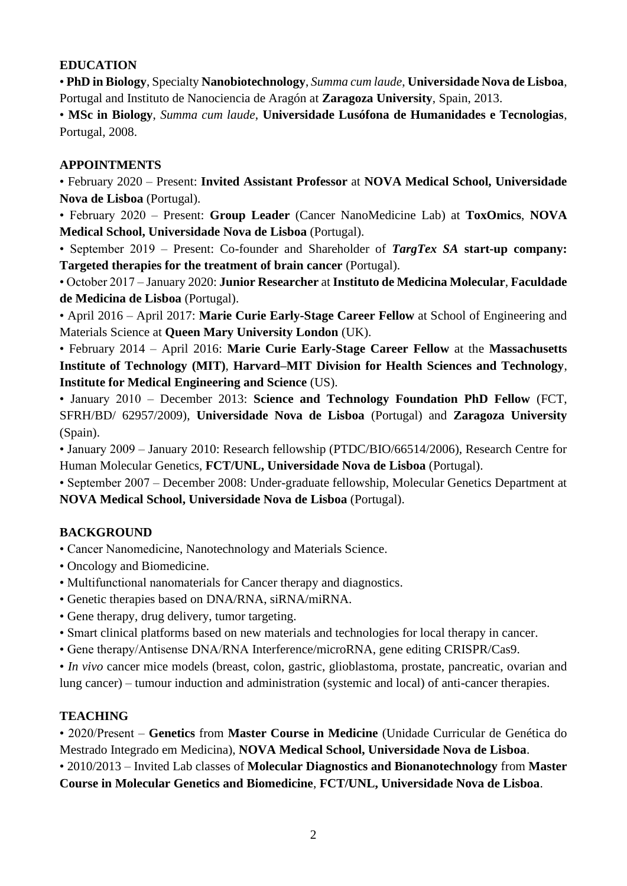## EDUCATION

• **PhD in Biology**, Specialty **Nanobiotechnology**, *Summa cum laude*, **Universidade Nova de Lisboa**, Portugal and Instituto de Nanociencia de Aragón at **Zaragoza University**, Spain, 2013.

• **MSc in Biology**, *Summa cum laude*, **Universidade Lusófona de Humanidades e Tecnologias**, Portugal, 2008.

## APPOINTMENTS

• February 2020 – Present: **Invited Assistant Professor** at **NOVA Medical School, Universidade Nova de Lisboa** (Portugal).

• February 2020 – Present: **Group Leader** (Cancer NanoMedicine Lab) at **ToxOmics**, **NOVA Medical School, Universidade Nova de Lisboa** (Portugal).

• September 2019 – Present: Co-founder and Shareholder of ***TargTex SA*** **start-up company: Targeted therapies for the treatment of brain cancer** (Portugal).

• October 2017 – January 2020: **Junior Researcher** at **Instituto de Medicina Molecular**, **Faculdade de Medicina de Lisboa** (Portugal).

• April 2016 – April 2017: **Marie Curie Early-Stage Career Fellow** at School of Engineering and Materials Science at **Queen Mary University London** (UK).

• February 2014 – April 2016: **Marie Curie Early-Stage Career Fellow** at the **Massachusetts Institute of Technology (MIT)**, **Harvard–MIT Division for Health Sciences and Technology**, **Institute for Medical Engineering and Science** (US).

• January 2010 – December 2013: **Science and Technology Foundation PhD Fellow** (FCT, SFRH/BD/ 62957/2009), **Universidade Nova de Lisboa** (Portugal) and **Zaragoza University** (Spain).

• January 2009 – January 2010: Research fellowship (PTDC/BIO/66514/2006), Research Centre for Human Molecular Genetics, **FCT/UNL, Universidade Nova de Lisboa** (Portugal).

• September 2007 – December 2008: Under-graduate fellowship, Molecular Genetics Department at **NOVA Medical School, Universidade Nova de Lisboa** (Portugal).

## BACKGROUND

• Cancer Nanomedicine, Nanotechnology and Materials Science.
• Oncology and Biomedicine.
• Multifunctional nanomaterials for Cancer therapy and diagnostics.
• Genetic therapies based on DNA/RNA, siRNA/miRNA.
• Gene therapy, drug delivery, tumor targeting.
• Smart clinical platforms based on new materials and technologies for local therapy in cancer.
• Gene therapy/Antisense DNA/RNA Interference/microRNA, gene editing CRISPR/Cas9.
• *In vivo* cancer mice models (breast, colon, gastric, glioblastoma, prostate, pancreatic, ovarian and lung cancer) – tumour induction and administration (systemic and local) of anti-cancer therapies.

## TEACHING

• 2020/Present – **Genetics** from **Master Course in Medicine** (Unidade Curricular de Genética do Mestrado Integrado em Medicina), **NOVA Medical School, Universidade Nova de Lisboa**.

• 2010/2013 – Invited Lab classes of **Molecular Diagnostics and Bionanotechnology** from **Master Course in Molecular Genetics and Biomedicine**, **FCT/UNL, Universidade Nova de Lisboa**.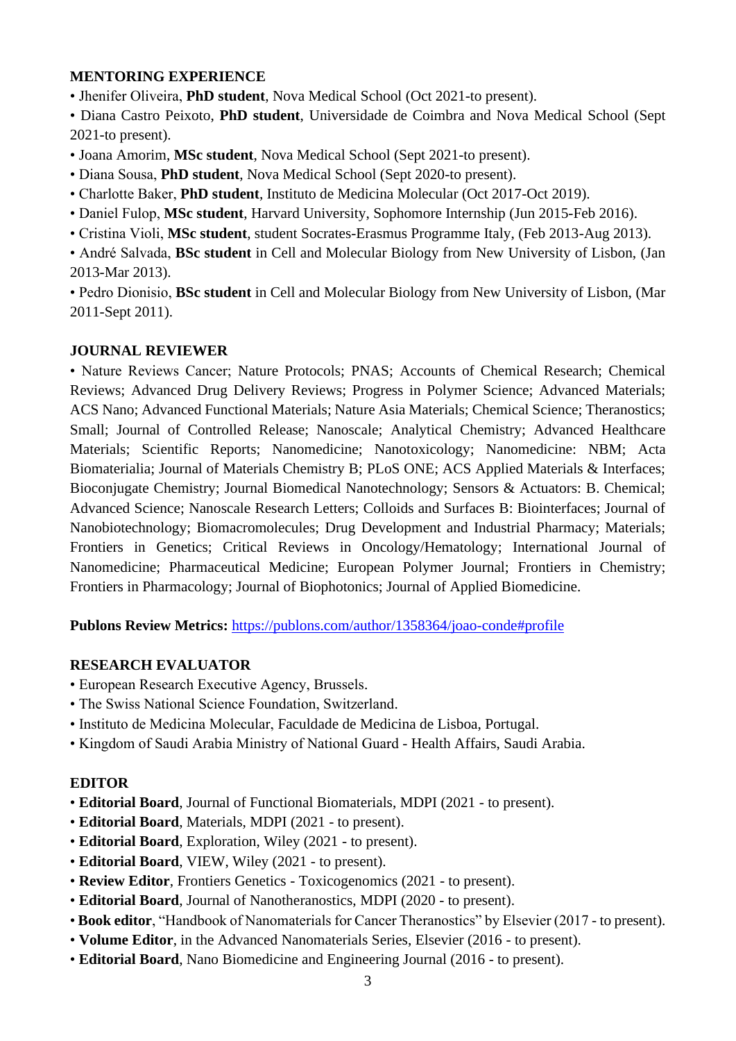## MENTORING EXPERIENCE

- Jhenifer Oliveira, **PhD student**, Nova Medical School (Oct 2021-to present).
- Diana Castro Peixoto, **PhD student**, Universidade de Coimbra and Nova Medical School (Sept 2021-to present).
- Joana Amorim, **MSc student**, Nova Medical School (Sept 2021-to present).
- Diana Sousa, **PhD student**, Nova Medical School (Sept 2020-to present).
- Charlotte Baker, **PhD student**, Instituto de Medicina Molecular (Oct 2017-Oct 2019).
- Daniel Fulop, **MSc student**, Harvard University, Sophomore Internship (Jun 2015-Feb 2016).
- Cristina Violi, **MSc student**, student Socrates-Erasmus Programme Italy, (Feb 2013-Aug 2013).
- André Salvada, **BSc student** in Cell and Molecular Biology from New University of Lisbon, (Jan 2013-Mar 2013).
- Pedro Dionisio, **BSc student** in Cell and Molecular Biology from New University of Lisbon, (Mar 2011-Sept 2011).

## JOURNAL REVIEWER

- Nature Reviews Cancer; Nature Protocols; PNAS; Accounts of Chemical Research; Chemical Reviews; Advanced Drug Delivery Reviews; Progress in Polymer Science; Advanced Materials; ACS Nano; Advanced Functional Materials; Nature Asia Materials; Chemical Science; Theranostics; Small; Journal of Controlled Release; Nanoscale; Analytical Chemistry; Advanced Healthcare Materials; Scientific Reports; Nanomedicine; Nanotoxicology; Nanomedicine: NBM; Acta Biomaterialia; Journal of Materials Chemistry B; PLoS ONE; ACS Applied Materials & Interfaces; Bioconjugate Chemistry; Journal Biomedical Nanotechnology; Sensors & Actuators: B. Chemical; Advanced Science; Nanoscale Research Letters; Colloids and Surfaces B: Biointerfaces; Journal of Nanobiotechnology; Biomacromolecules; Drug Development and Industrial Pharmacy; Materials; Frontiers in Genetics; Critical Reviews in Oncology/Hematology; International Journal of Nanomedicine; Pharmaceutical Medicine; European Polymer Journal; Frontiers in Chemistry; Frontiers in Pharmacology; Journal of Biophotonics; Journal of Applied Biomedicine.

**Publons Review Metrics:** https://publons.com/author/1358364/joao-conde#profile

## RESEARCH EVALUATOR

- European Research Executive Agency, Brussels.
- The Swiss National Science Foundation, Switzerland.
- Instituto de Medicina Molecular, Faculdade de Medicina de Lisboa, Portugal.
- Kingdom of Saudi Arabia Ministry of National Guard - Health Affairs, Saudi Arabia.

## EDITOR

- **Editorial Board**, Journal of Functional Biomaterials, MDPI (2021 - to present).
- **Editorial Board**, Materials, MDPI (2021 - to present).
- **Editorial Board**, Exploration, Wiley (2021 - to present).
- **Editorial Board**, VIEW, Wiley (2021 - to present).
- **Review Editor**, Frontiers Genetics - Toxicogenomics (2021 - to present).
- **Editorial Board**, Journal of Nanotheranostics, MDPI (2020 - to present).
- **Book editor**, "Handbook of Nanomaterials for Cancer Theranostics" by Elsevier (2017 - to present).
- **Volume Editor**, in the Advanced Nanomaterials Series, Elsevier (2016 - to present).
- **Editorial Board**, Nano Biomedicine and Engineering Journal (2016 - to present).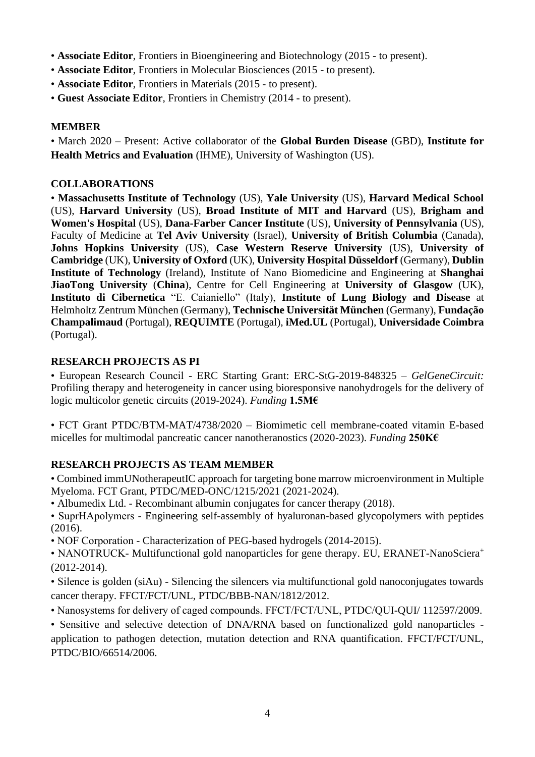- **Associate Editor**, Frontiers in Bioengineering and Biotechnology (2015 - to present).
- **Associate Editor**, Frontiers in Molecular Biosciences (2015 - to present).
- **Associate Editor**, Frontiers in Materials (2015 - to present).
- **Guest Associate Editor**, Frontiers in Chemistry (2014 - to present).

## MEMBER

- March 2020 – Present: Active collaborator of the **Global Burden Disease** (GBD), **Institute for Health Metrics and Evaluation** (IHME), University of Washington (US).

## COLLABORATIONS

- **Massachusetts Institute of Technology** (US), **Yale University** (US), **Harvard Medical School** (US), **Harvard University** (US), **Broad Institute of MIT and Harvard** (US), **Brigham and Women's Hospital** (US), **Dana-Farber Cancer Institute** (US), **University of Pennsylvania** (US), Faculty of Medicine at **Tel Aviv University** (Israel), **University of British Columbia** (Canada), **Johns Hopkins University** (US), **Case Western Reserve University** (US), **University of Cambridge** (UK), **University of Oxford** (UK), **University Hospital Düsseldorf** (Germany), **Dublin Institute of Technology** (Ireland), Institute of Nano Biomedicine and Engineering at **Shanghai JiaoTong University** (**China**), Centre for Cell Engineering at **University of Glasgow** (UK), **Instituto di Cibernetica** "E. Caianiello" (Italy), **Institute of Lung Biology and Disease** at Helmholtz Zentrum München (Germany), **Technische Universität München** (Germany), **Fundação Champalimaud** (Portugal), **REQUIMTE** (Portugal), **iMed.UL** (Portugal), **Universidade Coimbra** (Portugal).

## RESEARCH PROJECTS AS PI

- European Research Council - ERC Starting Grant: ERC-StG-2019-848325 – *GelGeneCircuit:* Profiling therapy and heterogeneity in cancer using bioresponsive nanohydrogels for the delivery of logic multicolor genetic circuits (2019-2024). *Funding* **1.5M€**

- FCT Grant PTDC/BTM-MAT/4738/2020 – Biomimetic cell membrane-coated vitamin E-based micelles for multimodal pancreatic cancer nanotheranostics (2020-2023). *Funding* **250K€**

## RESEARCH PROJECTS AS TEAM MEMBER

- Combined immUNotherapeutIC approach for targeting bone marrow microenvironment in Multiple Myeloma. FCT Grant, PTDC/MED-ONC/1215/2021 (2021-2024).
- Albumedix Ltd. - Recombinant albumin conjugates for cancer therapy (2018).
- SuprHApolymers - Engineering self-assembly of hyaluronan-based glycopolymers with peptides (2016).
- NOF Corporation - Characterization of PEG-based hydrogels (2014-2015).
- NANOTRUCK- Multifunctional gold nanoparticles for gene therapy. EU, ERANET-NanoSciera+ (2012-2014).
- Silence is golden (siAu) - Silencing the silencers via multifunctional gold nanoconjugates towards cancer therapy. FFCT/FCT/UNL, PTDC/BBB-NAN/1812/2012.
- Nanosystems for delivery of caged compounds. FFCT/FCT/UNL, PTDC/QUI-QUI/ 112597/2009.
- Sensitive and selective detection of DNA/RNA based on functionalized gold nanoparticles - application to pathogen detection, mutation detection and RNA quantification. FFCT/FCT/UNL, PTDC/BIO/66514/2006.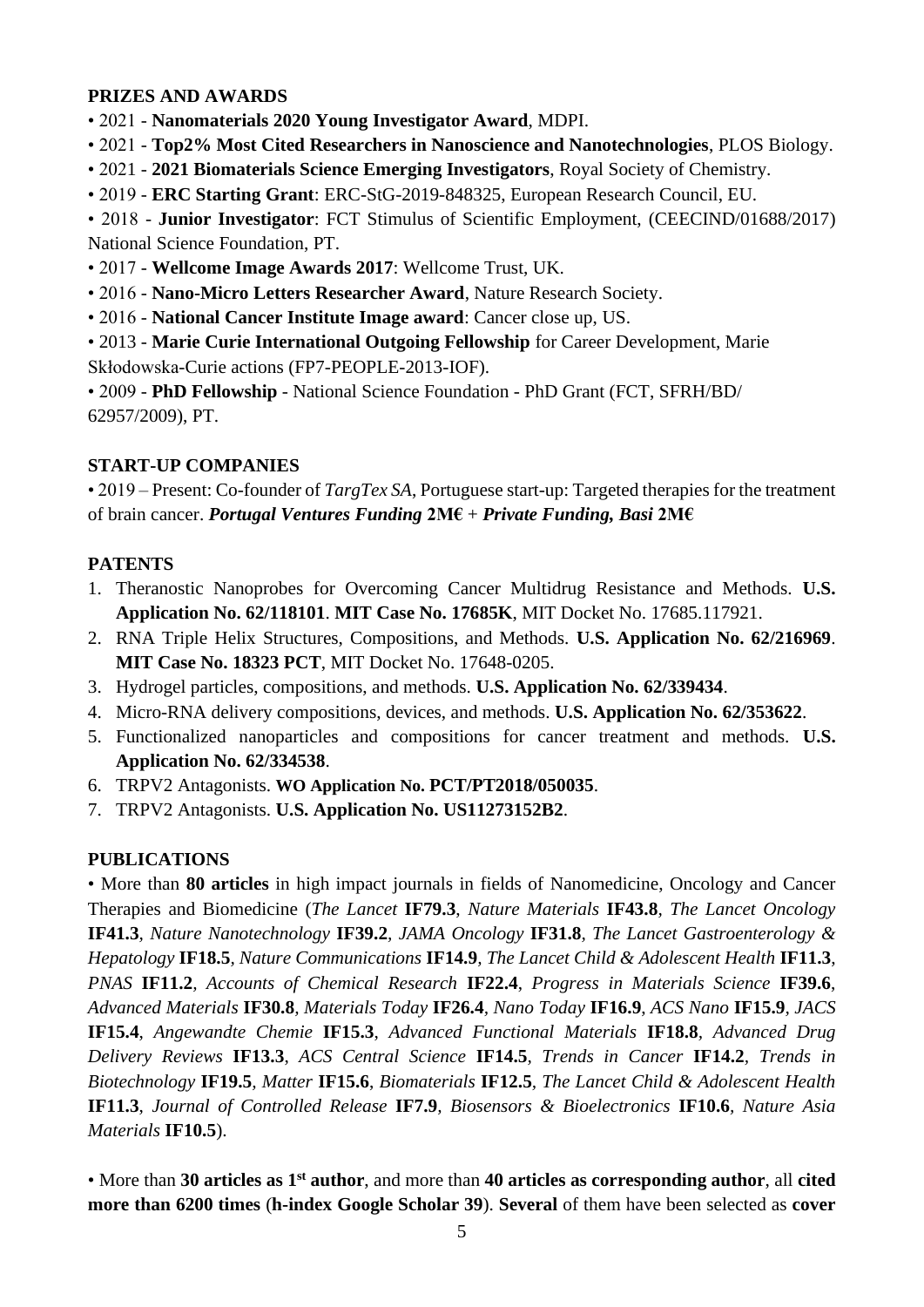**PRIZES AND AWARDS**

• 2021 - **Nanomaterials 2020 Young Investigator Award**, MDPI.

• 2021 - **Top2% Most Cited Researchers in Nanoscience and Nanotechnologies**, PLOS Biology.

• 2021 - **2021 Biomaterials Science Emerging Investigators**, Royal Society of Chemistry.

• 2019 - **ERC Starting Grant**: ERC-StG-2019-848325, European Research Council, EU.

• 2018 - **Junior Investigator**: FCT Stimulus of Scientific Employment, (CEECIND/01688/2017) National Science Foundation, PT.

• 2017 - **Wellcome Image Awards 2017**: Wellcome Trust, UK.

• 2016 - **Nano-Micro Letters Researcher Award**, Nature Research Society.

• 2016 - **National Cancer Institute Image award**: Cancer close up, US.

• 2013 - **Marie Curie International Outgoing Fellowship** for Career Development, Marie Skłodowska-Curie actions (FP7-PEOPLE-2013-IOF).

• 2009 - **PhD Fellowship** - National Science Foundation - PhD Grant (FCT, SFRH/BD/ 62957/2009), PT.

**START-UP COMPANIES**

• 2019 – Present: Co-founder of *TargTex SA*, Portuguese start-up: Targeted therapies for the treatment of brain cancer. ***Portugal Ventures Funding* 2M€** + ***Private Funding, Basi* 2M€**

**PATENTS**

1. Theranostic Nanoprobes for Overcoming Cancer Multidrug Resistance and Methods. **U.S. Application No. 62/118101**. **MIT Case No. 17685K**, MIT Docket No. 17685.117921.
2. RNA Triple Helix Structures, Compositions, and Methods. **U.S. Application No. 62/216969**. **MIT Case No. 18323 PCT**, MIT Docket No. 17648-0205.
3. Hydrogel particles, compositions, and methods. **U.S. Application No. 62/339434**.
4. Micro-RNA delivery compositions, devices, and methods. **U.S. Application No. 62/353622**.
5. Functionalized nanoparticles and compositions for cancer treatment and methods. **U.S. Application No. 62/334538**.
6. TRPV2 Antagonists. **WO Application No. PCT/PT2018/050035**.
7. TRPV2 Antagonists. **U.S. Application No. US11273152B2**.

**PUBLICATIONS**

• More than **80 articles** in high impact journals in fields of Nanomedicine, Oncology and Cancer Therapies and Biomedicine (*The Lancet* **IF79.3**, *Nature Materials* **IF43.8**, *The Lancet Oncology* **IF41.3**, *Nature Nanotechnology* **IF39.2**, *JAMA Oncology* **IF31.8**, *The Lancet Gastroenterology & Hepatology* **IF18.5**, *Nature Communications* **IF14.9**, *The Lancet Child & Adolescent Health* **IF11.3**, *PNAS* **IF11.2**, *Accounts of Chemical Research* **IF22.4**, *Progress in Materials Science* **IF39.6**, *Advanced Materials* **IF30.8**, *Materials Today* **IF26.4**, *Nano Today* **IF16.9**, *ACS Nano* **IF15.9**, *JACS* **IF15.4**, *Angewandte Chemie* **IF15.3**, *Advanced Functional Materials* **IF18.8**, *Advanced Drug Delivery Reviews* **IF13.3**, *ACS Central Science* **IF14.5**, *Trends in Cancer* **IF14.2**, *Trends in Biotechnology* **IF19.5**, *Matter* **IF15.6**, *Biomaterials* **IF12.5**, *The Lancet Child & Adolescent Health* **IF11.3**, *Journal of Controlled Release* **IF7.9**, *Biosensors & Bioelectronics* **IF10.6**, *Nature Asia Materials* **IF10.5**).

• More than **30 articles as 1st author**, and more than **40 articles as corresponding author**, all **cited more than 6200 times** (**h-index Google Scholar 39**). **Several** of them have been selected as **cover**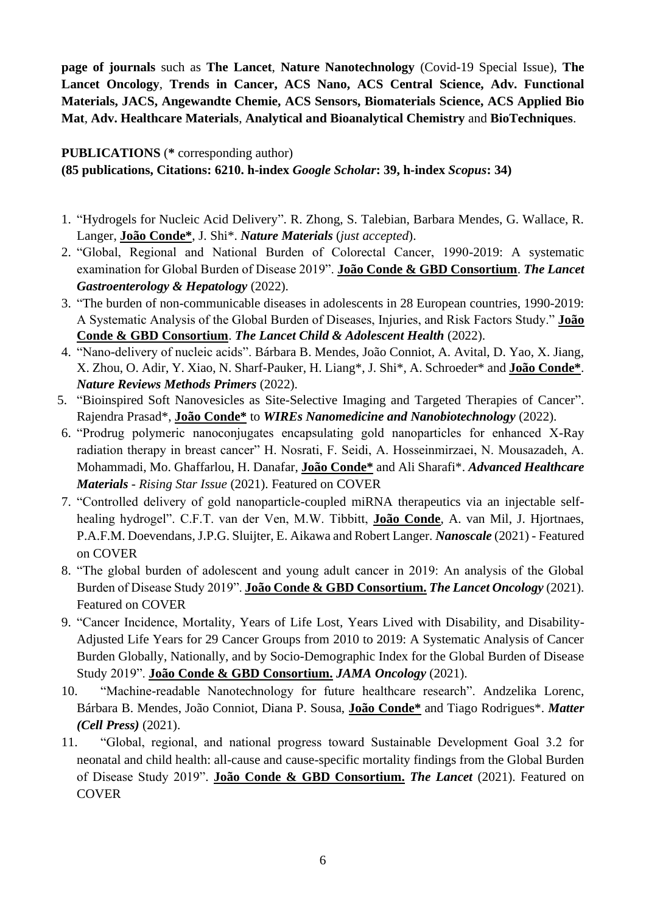**page of journals** such as **The Lancet**, **Nature Nanotechnology** (Covid-19 Special Issue), **The Lancet Oncology**, **Trends in Cancer, ACS Nano, ACS Central Science, Adv. Functional Materials, JACS, Angewandte Chemie, ACS Sensors, Biomaterials Science, ACS Applied Bio Mat**, **Adv. Healthcare Materials**, **Analytical and Bioanalytical Chemistry** and **BioTechniques**.

**PUBLICATIONS** (**\*** corresponding author)
**(85 publications, Citations: 6210. h-index *Google Scholar*: 39, h-index *Scopus*: 34)**

1. "Hydrogels for Nucleic Acid Delivery". R. Zhong, S. Talebian, Barbara Mendes, G. Wallace, R. Langer, **João Conde\***, J. Shi\*. ***Nature Materials*** (*just accepted*).
2. "Global, Regional and National Burden of Colorectal Cancer, 1990-2019: A systematic examination for Global Burden of Disease 2019". **João Conde & GBD Consortium**. ***The Lancet Gastroenterology & Hepatology*** (2022).
3. "The burden of non-communicable diseases in adolescents in 28 European countries, 1990-2019: A Systematic Analysis of the Global Burden of Diseases, Injuries, and Risk Factors Study." **João Conde & GBD Consortium**. ***The Lancet Child & Adolescent Health*** (2022).
4. "Nano-delivery of nucleic acids". Bárbara B. Mendes, João Conniot, A. Avital, D. Yao, X. Jiang, X. Zhou, O. Adir, Y. Xiao, N. Sharf-Pauker, H. Liang\*, J. Shi\*, A. Schroeder\* and **João Conde\***. ***Nature Reviews Methods Primers*** (2022).
5. "Bioinspired Soft Nanovesicles as Site-Selective Imaging and Targeted Therapies of Cancer". Rajendra Prasad\*, **João Conde\*** to ***WIREs Nanomedicine and Nanobiotechnology*** (2022).
6. "Prodrug polymeric nanoconjugates encapsulating gold nanoparticles for enhanced X-Ray radiation therapy in breast cancer" H. Nosrati, F. Seidi, A. Hosseinmirzaei, N. Mousazadeh, A. Mohammadi, Mo. Ghaffarlou, H. Danafar, **João Conde\*** and Ali Sharafi\*. ***Advanced Healthcare Materials*** *- Rising Star Issue* (2021). Featured on COVER
7. "Controlled delivery of gold nanoparticle-coupled miRNA therapeutics via an injectable self-healing hydrogel". C.F.T. van der Ven, M.W. Tibbitt, **João Conde**, A. van Mil, J. Hjortnaes, P.A.F.M. Doevendans, J.P.G. Sluijter, E. Aikawa and Robert Langer. ***Nanoscale*** (2021) - Featured on COVER
8. "The global burden of adolescent and young adult cancer in 2019: An analysis of the Global Burden of Disease Study 2019". **João Conde & GBD Consortium.** ***The Lancet Oncology*** (2021). Featured on COVER
9. "Cancer Incidence, Mortality, Years of Life Lost, Years Lived with Disability, and Disability-Adjusted Life Years for 29 Cancer Groups from 2010 to 2019: A Systematic Analysis of Cancer Burden Globally, Nationally, and by Socio-Demographic Index for the Global Burden of Disease Study 2019". **João Conde & GBD Consortium.** ***JAMA Oncology*** (2021).
10. "Machine-readable Nanotechnology for future healthcare research". Andzelika Lorenc, Bárbara B. Mendes, João Conniot, Diana P. Sousa, **João Conde\*** and Tiago Rodrigues\*. ***Matter (Cell Press)*** (2021).
11. "Global, regional, and national progress toward Sustainable Development Goal 3.2 for neonatal and child health: all-cause and cause-specific mortality findings from the Global Burden of Disease Study 2019". **João Conde & GBD Consortium.** ***The Lancet*** (2021). Featured on COVER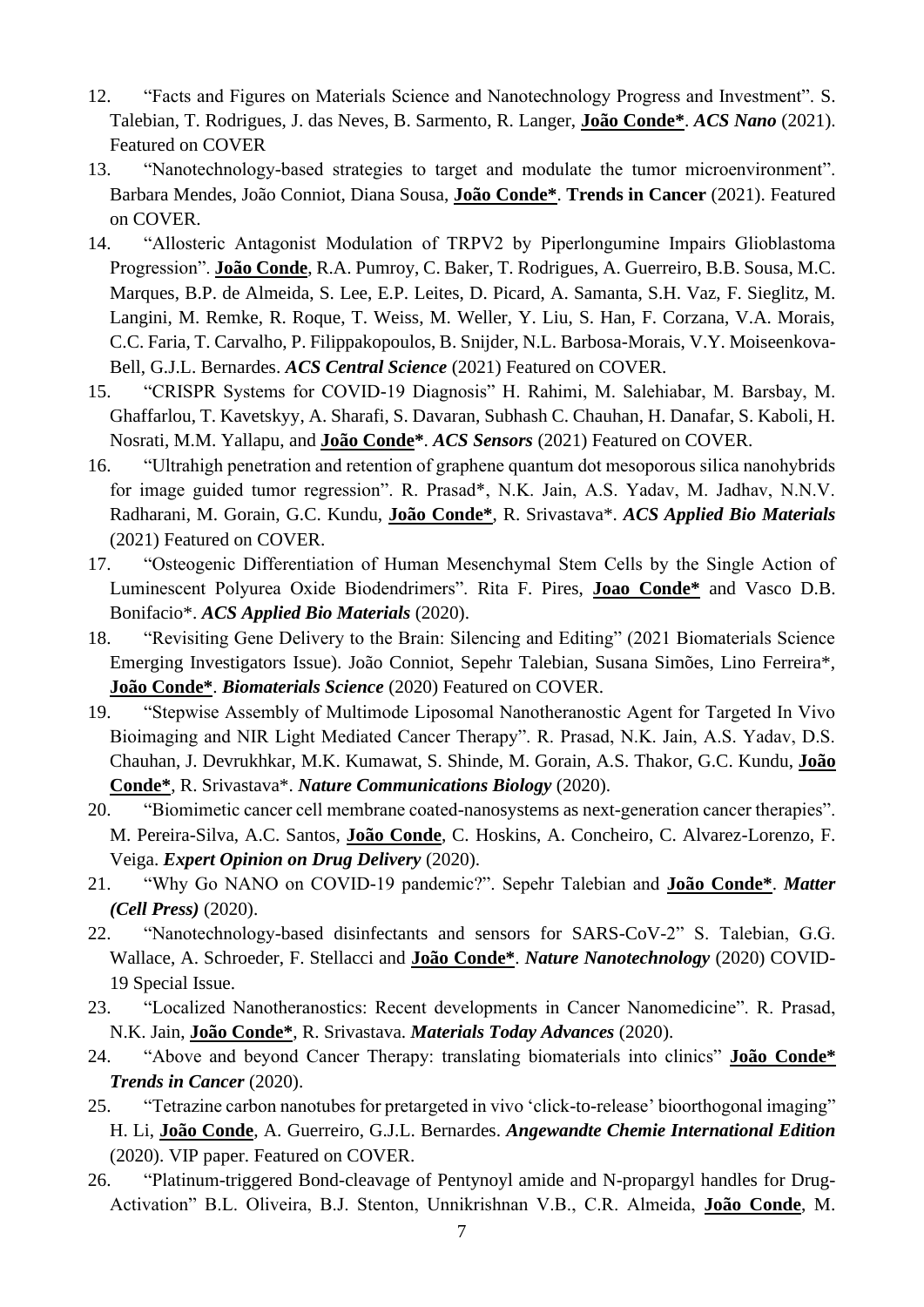12. "Facts and Figures on Materials Science and Nanotechnology Progress and Investment". S. Talebian, T. Rodrigues, J. das Neves, B. Sarmento, R. Langer, **João Conde***. ***ACS Nano*** (2021). Featured on COVER

13. "Nanotechnology-based strategies to target and modulate the tumor microenvironment". Barbara Mendes, João Conniot, Diana Sousa, **João Conde***. **Trends in Cancer** (2021). Featured on COVER.

14. "Allosteric Antagonist Modulation of TRPV2 by Piperlongumine Impairs Glioblastoma Progression". **João Conde**, R.A. Pumroy, C. Baker, T. Rodrigues, A. Guerreiro, B.B. Sousa, M.C. Marques, B.P. de Almeida, S. Lee, E.P. Leites, D. Picard, A. Samanta, S.H. Vaz, F. Sieglitz, M. Langini, M. Remke, R. Roque, T. Weiss, M. Weller, Y. Liu, S. Han, F. Corzana, V.A. Morais, C.C. Faria, T. Carvalho, P. Filippakopoulos, B. Snijder, N.L. Barbosa-Morais, V.Y. Moiseenkova-Bell, G.J.L. Bernardes. ***ACS Central Science*** (2021) Featured on COVER.

15. "CRISPR Systems for COVID-19 Diagnosis" H. Rahimi, M. Salehiabar, M. Barsbay, M. Ghaffarlou, T. Kavetskyy, A. Sharafi, S. Davaran, Subhash C. Chauhan, H. Danafar, S. Kaboli, H. Nosrati, M.M. Yallapu, and **João Conde***. ***ACS Sensors*** (2021) Featured on COVER.

16. "Ultrahigh penetration and retention of graphene quantum dot mesoporous silica nanohybrids for image guided tumor regression". R. Prasad*, N.K. Jain, A.S. Yadav, M. Jadhav, N.N.V. Radharani, M. Gorain, G.C. Kundu, **João Conde***, R. Srivastava*. ***ACS Applied Bio Materials*** (2021) Featured on COVER.

17. "Osteogenic Differentiation of Human Mesenchymal Stem Cells by the Single Action of Luminescent Polyurea Oxide Biodendrimers". Rita F. Pires, **Joao Conde*** and Vasco D.B. Bonifacio*. ***ACS Applied Bio Materials*** (2020).

18. "Revisiting Gene Delivery to the Brain: Silencing and Editing" (2021 Biomaterials Science Emerging Investigators Issue). João Conniot, Sepehr Talebian, Susana Simões, Lino Ferreira*, **João Conde***. ***Biomaterials Science*** (2020) Featured on COVER.

19. "Stepwise Assembly of Multimode Liposomal Nanotheranostic Agent for Targeted In Vivo Bioimaging and NIR Light Mediated Cancer Therapy". R. Prasad, N.K. Jain, A.S. Yadav, D.S. Chauhan, J. Devrukhkar, M.K. Kumawat, S. Shinde, M. Gorain, A.S. Thakor, G.C. Kundu, **João Conde***, R. Srivastava*. ***Nature Communications Biology*** (2020).

20. "Biomimetic cancer cell membrane coated-nanosystems as next-generation cancer therapies". M. Pereira-Silva, A.C. Santos, **João Conde**, C. Hoskins, A. Concheiro, C. Alvarez-Lorenzo, F. Veiga. ***Expert Opinion on Drug Delivery*** (2020).

21. "Why Go NANO on COVID-19 pandemic?". Sepehr Talebian and **João Conde***. ***Matter (Cell Press)*** (2020).

22. "Nanotechnology-based disinfectants and sensors for SARS-CoV-2" S. Talebian, G.G. Wallace, A. Schroeder, F. Stellacci and **João Conde***. ***Nature Nanotechnology*** (2020) COVID-19 Special Issue.

23. "Localized Nanotheranostics: Recent developments in Cancer Nanomedicine". R. Prasad, N.K. Jain, **João Conde***, R. Srivastava. ***Materials Today Advances*** (2020).

24. "Above and beyond Cancer Therapy: translating biomaterials into clinics" **João Conde*** ***Trends in Cancer*** (2020).

25. "Tetrazine carbon nanotubes for pretargeted in vivo 'click-to-release' bioorthogonal imaging" H. Li, **João Conde**, A. Guerreiro, G.J.L. Bernardes. ***Angewandte Chemie International Edition*** (2020). VIP paper. Featured on COVER.

26. "Platinum-triggered Bond-cleavage of Pentynoyl amide and N-propargyl handles for Drug-Activation" B.L. Oliveira, B.J. Stenton, Unnikrishnan V.B., C.R. Almeida, **João Conde**, M.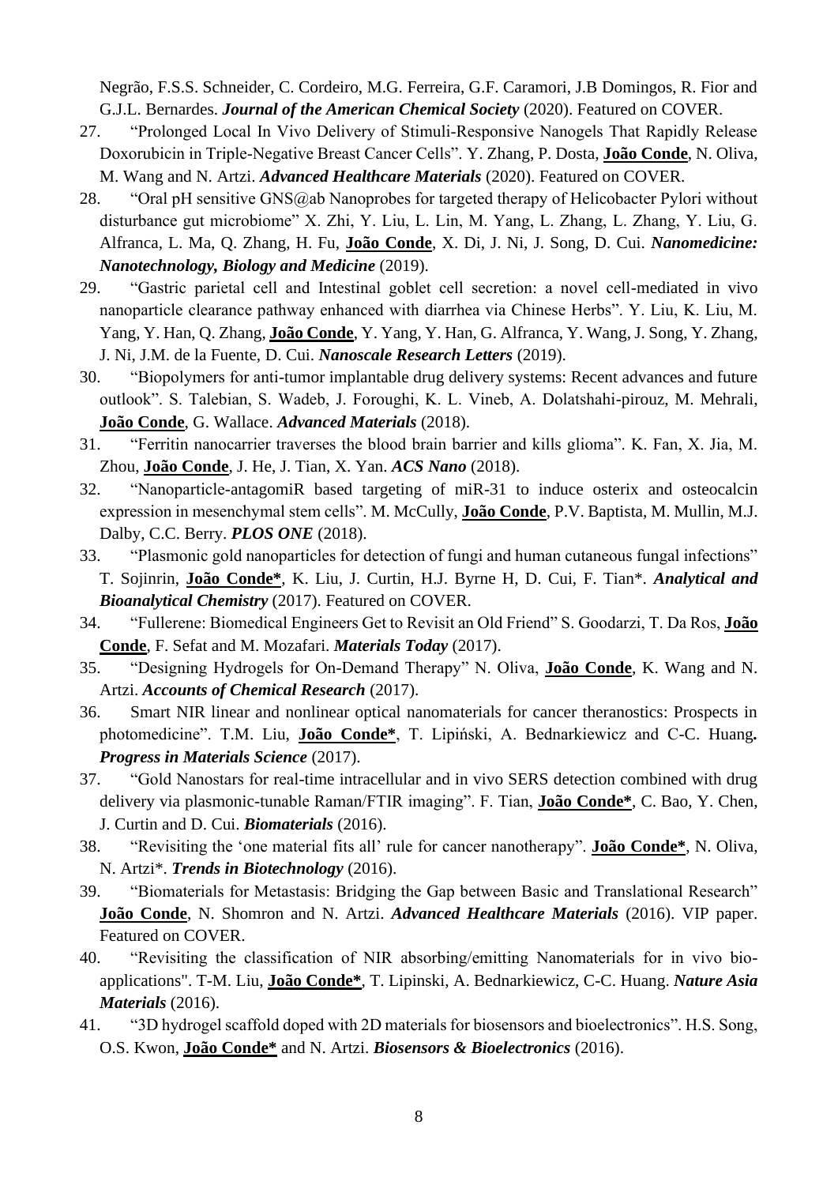Negrão, F.S.S. Schneider, C. Cordeiro, M.G. Ferreira, G.F. Caramori, J.B Domingos, R. Fior and G.J.L. Bernardes. ***Journal of the American Chemical Society*** (2020). Featured on COVER.

27. "Prolonged Local In Vivo Delivery of Stimuli-Responsive Nanogels That Rapidly Release Doxorubicin in Triple-Negative Breast Cancer Cells". Y. Zhang, P. Dosta, **João Conde**, N. Oliva, M. Wang and N. Artzi. ***Advanced Healthcare Materials*** (2020). Featured on COVER.
28. "Oral pH sensitive GNS@ab Nanoprobes for targeted therapy of Helicobacter Pylori without disturbance gut microbiome" X. Zhi, Y. Liu, L. Lin, M. Yang, L. Zhang, L. Zhang, Y. Liu, G. Alfranca, L. Ma, Q. Zhang, H. Fu, **João Conde**, X. Di, J. Ni, J. Song, D. Cui. ***Nanomedicine: Nanotechnology, Biology and Medicine*** (2019).
29. "Gastric parietal cell and Intestinal goblet cell secretion: a novel cell-mediated in vivo nanoparticle clearance pathway enhanced with diarrhea via Chinese Herbs". Y. Liu, K. Liu, M. Yang, Y. Han, Q. Zhang, **João Conde**, Y. Yang, Y. Han, G. Alfranca, Y. Wang, J. Song, Y. Zhang, J. Ni, J.M. de la Fuente, D. Cui. ***Nanoscale Research Letters*** (2019).
30. "Biopolymers for anti-tumor implantable drug delivery systems: Recent advances and future outlook". S. Talebian, S. Wadeb, J. Foroughi, K. L. Vineb, A. Dolatshahi-pirouz, M. Mehrali, **João Conde**, G. Wallace. ***Advanced Materials*** (2018).
31. "Ferritin nanocarrier traverses the blood brain barrier and kills glioma". K. Fan, X. Jia, M. Zhou, **João Conde**, J. He, J. Tian, X. Yan. ***ACS Nano*** (2018).
32. "Nanoparticle-antagomiR based targeting of miR-31 to induce osterix and osteocalcin expression in mesenchymal stem cells". M. McCully, **João Conde**, P.V. Baptista, M. Mullin, M.J. Dalby, C.C. Berry. ***PLOS ONE*** (2018).
33. "Plasmonic gold nanoparticles for detection of fungi and human cutaneous fungal infections" T. Sojinrin, **João Conde\***, K. Liu, J. Curtin, H.J. Byrne H, D. Cui, F. Tian\*. ***Analytical and Bioanalytical Chemistry*** (2017). Featured on COVER.
34. "Fullerene: Biomedical Engineers Get to Revisit an Old Friend" S. Goodarzi, T. Da Ros, **João Conde**, F. Sefat and M. Mozafari. ***Materials Today*** (2017).
35. "Designing Hydrogels for On-Demand Therapy" N. Oliva, **João Conde**, K. Wang and N. Artzi. ***Accounts of Chemical Research*** (2017).
36. Smart NIR linear and nonlinear optical nanomaterials for cancer theranostics: Prospects in photomedicine". T.M. Liu, **João Conde\***, T. Lipiński, A. Bednarkiewicz and C-C. Huang**.** ***Progress in Materials Science*** (2017).
37. "Gold Nanostars for real-time intracellular and in vivo SERS detection combined with drug delivery via plasmonic-tunable Raman/FTIR imaging". F. Tian, **João Conde\***, C. Bao, Y. Chen, J. Curtin and D. Cui. ***Biomaterials*** (2016).
38. "Revisiting the 'one material fits all' rule for cancer nanotherapy". **João Conde\***, N. Oliva, N. Artzi\*. ***Trends in Biotechnology*** (2016).
39. "Biomaterials for Metastasis: Bridging the Gap between Basic and Translational Research" **João Conde**, N. Shomron and N. Artzi. ***Advanced Healthcare Materials*** (2016). VIP paper. Featured on COVER.
40. "Revisiting the classification of NIR absorbing/emitting Nanomaterials for in vivo bio-applications". T-M. Liu, **João Conde\***, T. Lipinski, A. Bednarkiewicz, C-C. Huang. ***Nature Asia Materials*** (2016).
41. "3D hydrogel scaffold doped with 2D materials for biosensors and bioelectronics". H.S. Song, O.S. Kwon, **João Conde\*** and N. Artzi. ***Biosensors & Bioelectronics*** (2016).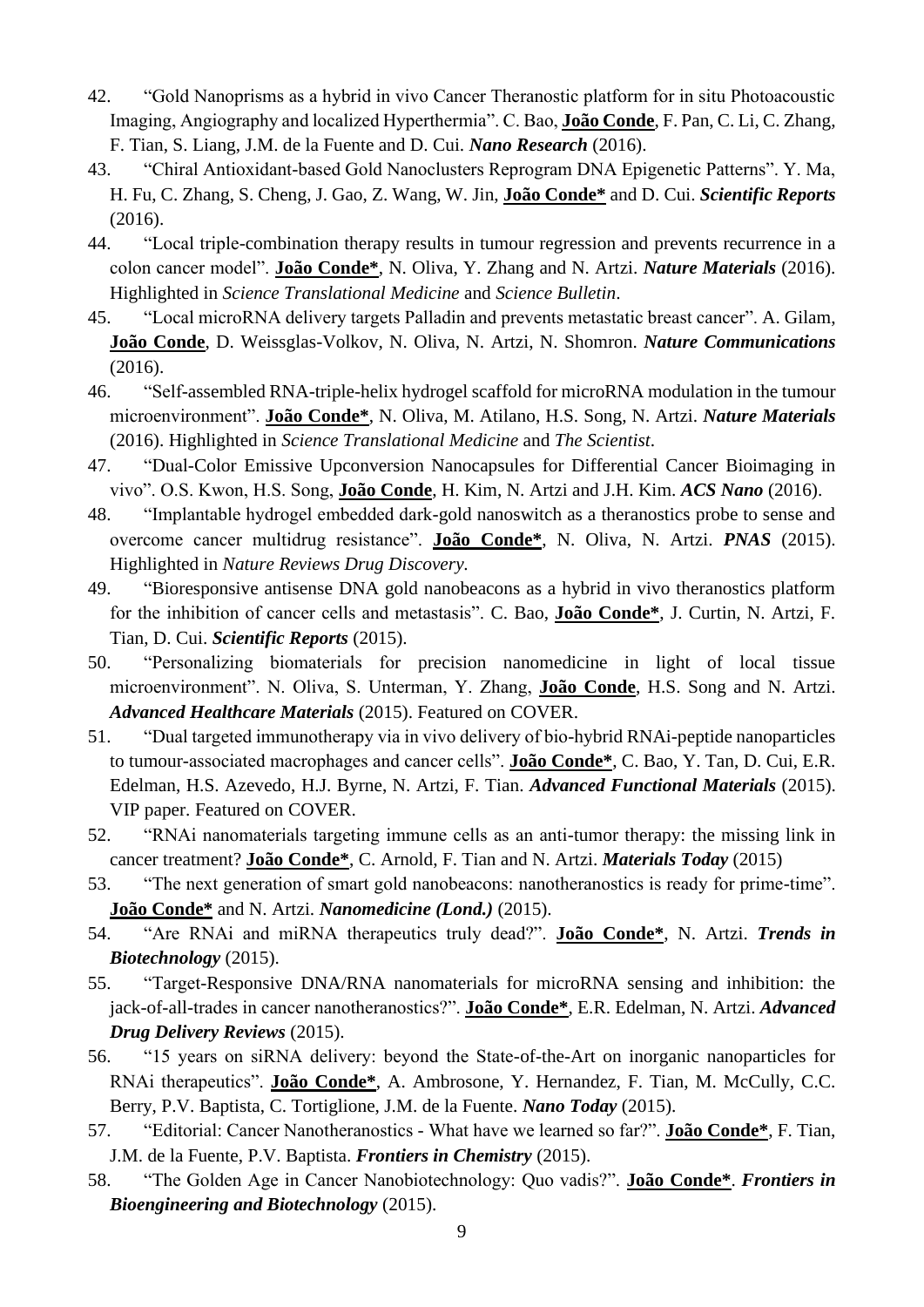42. "Gold Nanoprisms as a hybrid in vivo Cancer Theranostic platform for in situ Photoacoustic Imaging, Angiography and localized Hyperthermia". C. Bao, **João Conde**, F. Pan, C. Li, C. Zhang, F. Tian, S. Liang, J.M. de la Fuente and D. Cui. ***Nano Research*** (2016).
43. "Chiral Antioxidant-based Gold Nanoclusters Reprogram DNA Epigenetic Patterns". Y. Ma, H. Fu, C. Zhang, S. Cheng, J. Gao, Z. Wang, W. Jin, **João Conde*** and D. Cui. ***Scientific Reports*** (2016).
44. "Local triple-combination therapy results in tumour regression and prevents recurrence in a colon cancer model". **João Conde***, N. Oliva, Y. Zhang and N. Artzi. ***Nature Materials*** (2016). Highlighted in *Science Translational Medicine* and *Science Bulletin*.
45. "Local microRNA delivery targets Palladin and prevents metastatic breast cancer". A. Gilam, **João Conde**, D. Weissglas-Volkov, N. Oliva, N. Artzi, N. Shomron. ***Nature Communications*** (2016).
46. "Self-assembled RNA-triple-helix hydrogel scaffold for microRNA modulation in the tumour microenvironment". **João Conde***, N. Oliva, M. Atilano, H.S. Song, N. Artzi. ***Nature Materials*** (2016). Highlighted in *Science Translational Medicine* and *The Scientist*.
47. "Dual-Color Emissive Upconversion Nanocapsules for Differential Cancer Bioimaging in vivo". O.S. Kwon, H.S. Song, **João Conde**, H. Kim, N. Artzi and J.H. Kim. ***ACS Nano*** (2016).
48. "Implantable hydrogel embedded dark-gold nanoswitch as a theranostics probe to sense and overcome cancer multidrug resistance". **João Conde***, N. Oliva, N. Artzi. ***PNAS*** (2015). Highlighted in *Nature Reviews Drug Discovery.*
49. "Bioresponsive antisense DNA gold nanobeacons as a hybrid in vivo theranostics platform for the inhibition of cancer cells and metastasis". C. Bao, **João Conde***, J. Curtin, N. Artzi, F. Tian, D. Cui. ***Scientific Reports*** (2015).
50. "Personalizing biomaterials for precision nanomedicine in light of local tissue microenvironment". N. Oliva, S. Unterman, Y. Zhang, **João Conde**, H.S. Song and N. Artzi. ***Advanced Healthcare Materials*** (2015). Featured on COVER.
51. "Dual targeted immunotherapy via in vivo delivery of bio-hybrid RNAi-peptide nanoparticles to tumour-associated macrophages and cancer cells". **João Conde***, C. Bao, Y. Tan, D. Cui, E.R. Edelman, H.S. Azevedo, H.J. Byrne, N. Artzi, F. Tian. ***Advanced Functional Materials*** (2015). VIP paper. Featured on COVER.
52. "RNAi nanomaterials targeting immune cells as an anti-tumor therapy: the missing link in cancer treatment? **João Conde***, C. Arnold, F. Tian and N. Artzi. ***Materials Today*** (2015)
53. "The next generation of smart gold nanobeacons: nanotheranostics is ready for prime-time". **João Conde*** and N. Artzi. ***Nanomedicine (Lond.)*** (2015).
54. "Are RNAi and miRNA therapeutics truly dead?". **João Conde***, N. Artzi. ***Trends in Biotechnology*** (2015).
55. "Target-Responsive DNA/RNA nanomaterials for microRNA sensing and inhibition: the jack-of-all-trades in cancer nanotheranostics?". **João Conde***, E.R. Edelman, N. Artzi. ***Advanced Drug Delivery Reviews*** (2015).
56. "15 years on siRNA delivery: beyond the State-of-the-Art on inorganic nanoparticles for RNAi therapeutics". **João Conde***, A. Ambrosone, Y. Hernandez, F. Tian, M. McCully, C.C. Berry, P.V. Baptista, C. Tortiglione, J.M. de la Fuente. ***Nano Today*** (2015).
57. "Editorial: Cancer Nanotheranostics - What have we learned so far?". **João Conde***, F. Tian, J.M. de la Fuente, P.V. Baptista. ***Frontiers in Chemistry*** (2015).
58. "The Golden Age in Cancer Nanobiotechnology: Quo vadis?". **João Conde***. ***Frontiers in Bioengineering and Biotechnology*** (2015).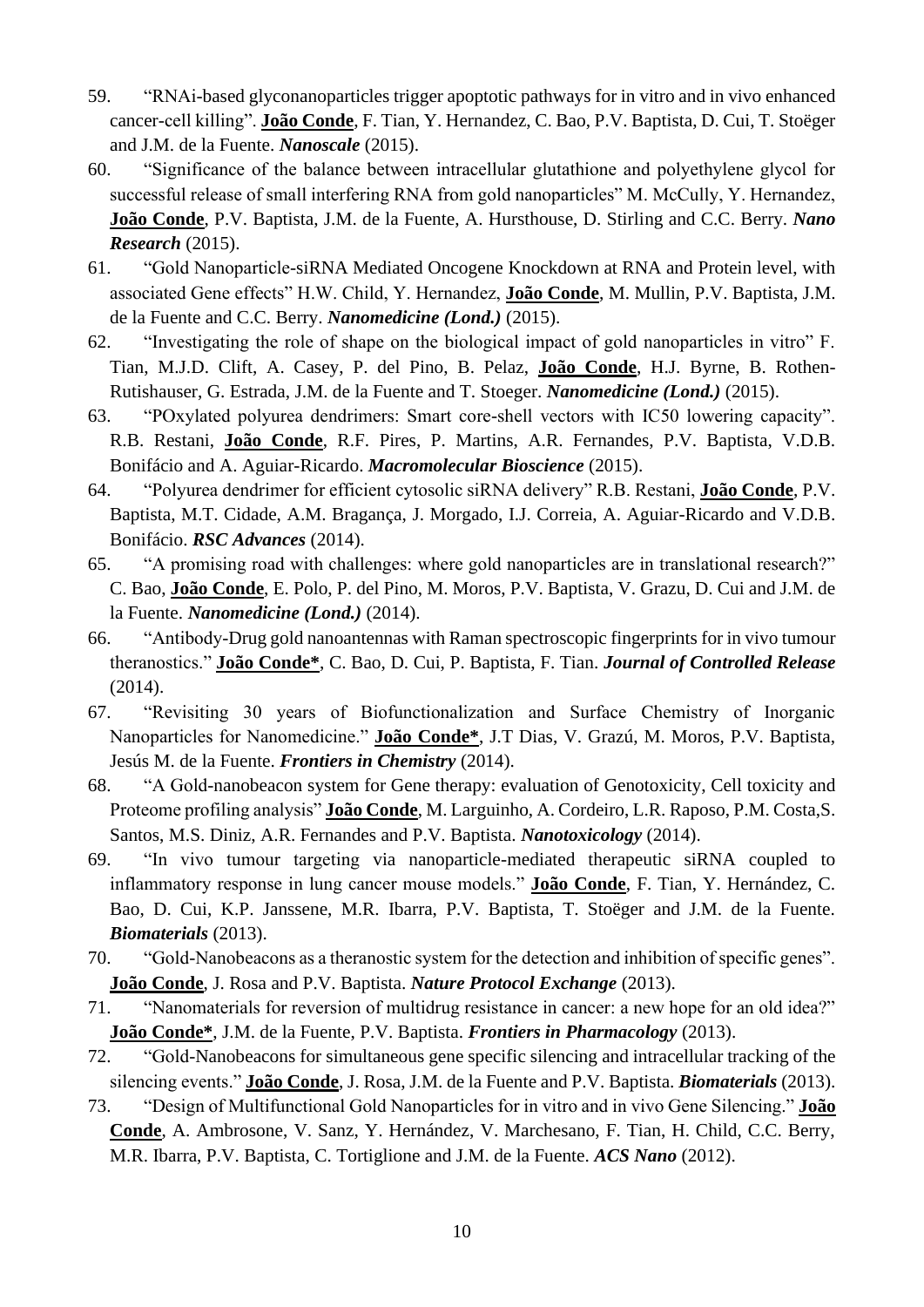59. “RNAi-based glyconanoparticles trigger apoptotic pathways for in vitro and in vivo enhanced cancer-cell killing”. **João Conde**, F. Tian, Y. Hernandez, C. Bao, P.V. Baptista, D. Cui, T. Stoëger and J.M. de la Fuente. ***Nanoscale*** (2015).
60. “Significance of the balance between intracellular glutathione and polyethylene glycol for successful release of small interfering RNA from gold nanoparticles” M. McCully, Y. Hernandez, **João Conde**, P.V. Baptista, J.M. de la Fuente, A. Hursthouse, D. Stirling and C.C. Berry. ***Nano Research*** (2015).
61. “Gold Nanoparticle-siRNA Mediated Oncogene Knockdown at RNA and Protein level, with associated Gene effects” H.W. Child, Y. Hernandez, **João Conde**, M. Mullin, P.V. Baptista, J.M. de la Fuente and C.C. Berry. ***Nanomedicine (Lond.)*** (2015).
62. “Investigating the role of shape on the biological impact of gold nanoparticles in vitro” F. Tian, M.J.D. Clift, A. Casey, P. del Pino, B. Pelaz, **João Conde**, H.J. Byrne, B. Rothen-Rutishauser, G. Estrada, J.M. de la Fuente and T. Stoeger. ***Nanomedicine (Lond.)*** (2015).
63. “POxylated polyurea dendrimers: Smart core-shell vectors with IC50 lowering capacity”. R.B. Restani, **João Conde**, R.F. Pires, P. Martins, A.R. Fernandes, P.V. Baptista, V.D.B. Bonifácio and A. Aguiar-Ricardo. ***Macromolecular Bioscience*** (2015).
64. “Polyurea dendrimer for efficient cytosolic siRNA delivery” R.B. Restani, **João Conde**, P.V. Baptista, M.T. Cidade, A.M. Bragança, J. Morgado, I.J. Correia, A. Aguiar-Ricardo and V.D.B. Bonifácio. ***RSC Advances*** (2014).
65. “A promising road with challenges: where gold nanoparticles are in translational research?” C. Bao, **João Conde**, E. Polo, P. del Pino, M. Moros, P.V. Baptista, V. Grazu, D. Cui and J.M. de la Fuente. ***Nanomedicine (Lond.)*** (2014).
66. “Antibody-Drug gold nanoantennas with Raman spectroscopic fingerprints for in vivo tumour theranostics.” **João Conde***, C. Bao, D. Cui, P. Baptista, F. Tian. ***Journal of Controlled Release*** (2014).
67. “Revisiting 30 years of Biofunctionalization and Surface Chemistry of Inorganic Nanoparticles for Nanomedicine.” **João Conde***, J.T Dias, V. Grazú, M. Moros, P.V. Baptista, Jesús M. de la Fuente. ***Frontiers in Chemistry*** (2014).
68. “A Gold-nanobeacon system for Gene therapy: evaluation of Genotoxicity, Cell toxicity and Proteome profiling analysis” **João Conde**, M. Larguinho, A. Cordeiro, L.R. Raposo, P.M. Costa,S. Santos, M.S. Diniz, A.R. Fernandes and P.V. Baptista. ***Nanotoxicology*** (2014).
69. “In vivo tumour targeting via nanoparticle-mediated therapeutic siRNA coupled to inflammatory response in lung cancer mouse models.” **João Conde**, F. Tian, Y. Hernández, C. Bao, D. Cui, K.P. Janssene, M.R. Ibarra, P.V. Baptista, T. Stoëger and J.M. de la Fuente. ***Biomaterials*** (2013).
70. “Gold-Nanobeacons as a theranostic system for the detection and inhibition of specific genes”. **João Conde**, J. Rosa and P.V. Baptista. ***Nature Protocol Exchange*** (2013).
71. “Nanomaterials for reversion of multidrug resistance in cancer: a new hope for an old idea?” **João Conde***, J.M. de la Fuente, P.V. Baptista. ***Frontiers in Pharmacology*** (2013).
72. “Gold-Nanobeacons for simultaneous gene specific silencing and intracellular tracking of the silencing events.” **João Conde**, J. Rosa, J.M. de la Fuente and P.V. Baptista. ***Biomaterials*** (2013).
73. “Design of Multifunctional Gold Nanoparticles for in vitro and in vivo Gene Silencing.” **João Conde**, A. Ambrosone, V. Sanz, Y. Hernández, V. Marchesano, F. Tian, H. Child, C.C. Berry, M.R. Ibarra, P.V. Baptista, C. Tortiglione and J.M. de la Fuente. ***ACS Nano*** (2012).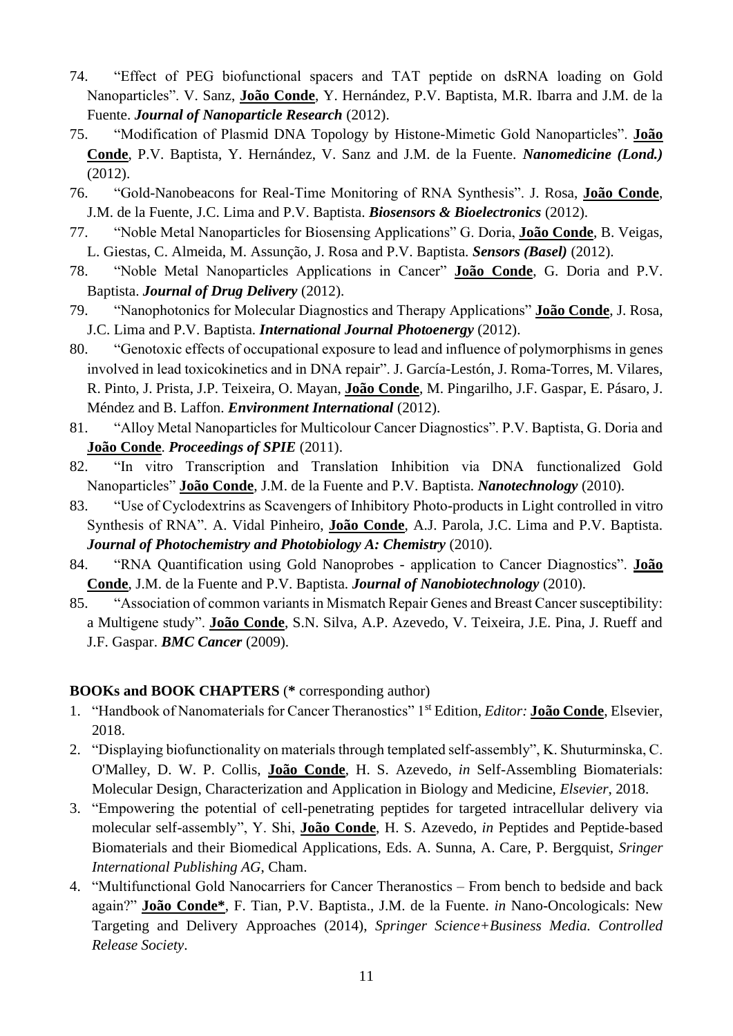74. "Effect of PEG biofunctional spacers and TAT peptide on dsRNA loading on Gold Nanoparticles". V. Sanz, **João Conde**, Y. Hernández, P.V. Baptista, M.R. Ibarra and J.M. de la Fuente. ***Journal of Nanoparticle Research*** (2012).
75. "Modification of Plasmid DNA Topology by Histone-Mimetic Gold Nanoparticles". **João Conde**, P.V. Baptista, Y. Hernández, V. Sanz and J.M. de la Fuente. ***Nanomedicine (Lond.)*** (2012).
76. "Gold-Nanobeacons for Real-Time Monitoring of RNA Synthesis". J. Rosa, **João Conde**, J.M. de la Fuente, J.C. Lima and P.V. Baptista. ***Biosensors & Bioelectronics*** (2012).
77. "Noble Metal Nanoparticles for Biosensing Applications" G. Doria, **João Conde**, B. Veigas, L. Giestas, C. Almeida, M. Assunção, J. Rosa and P.V. Baptista. ***Sensors (Basel)*** (2012).
78. "Noble Metal Nanoparticles Applications in Cancer" **João Conde**, G. Doria and P.V. Baptista. ***Journal of Drug Delivery*** (2012).
79. "Nanophotonics for Molecular Diagnostics and Therapy Applications" **João Conde**, J. Rosa, J.C. Lima and P.V. Baptista. ***International Journal Photoenergy*** (2012).
80. "Genotoxic effects of occupational exposure to lead and influence of polymorphisms in genes involved in lead toxicokinetics and in DNA repair". J. García-Lestón, J. Roma-Torres, M. Vilares, R. Pinto, J. Prista, J.P. Teixeira, O. Mayan, **João Conde**, M. Pingarilho, J.F. Gaspar, E. Pásaro, J. Méndez and B. Laffon. ***Environment International*** (2012).
81. "Alloy Metal Nanoparticles for Multicolour Cancer Diagnostics". P.V. Baptista, G. Doria and **João Conde**. ***Proceedings of SPIE*** (2011).
82. "In vitro Transcription and Translation Inhibition via DNA functionalized Gold Nanoparticles" **João Conde**, J.M. de la Fuente and P.V. Baptista. ***Nanotechnology*** (2010).
83. "Use of Cyclodextrins as Scavengers of Inhibitory Photo-products in Light controlled in vitro Synthesis of RNA". A. Vidal Pinheiro, **João Conde**, A.J. Parola, J.C. Lima and P.V. Baptista. ***Journal of Photochemistry and Photobiology A: Chemistry*** (2010).
84. "RNA Quantification using Gold Nanoprobes - application to Cancer Diagnostics". **João Conde**, J.M. de la Fuente and P.V. Baptista. ***Journal of Nanobiotechnology*** (2010).
85. "Association of common variants in Mismatch Repair Genes and Breast Cancer susceptibility: a Multigene study". **João Conde**, S.N. Silva, A.P. Azevedo, V. Teixeira, J.E. Pina, J. Rueff and J.F. Gaspar. ***BMC Cancer*** (2009).

**BOOKs and BOOK CHAPTERS** (**\*** corresponding author)

1. "Handbook of Nanomaterials for Cancer Theranostics" 1st Edition, *Editor:* **João Conde**, Elsevier, 2018.
2. "Displaying biofunctionality on materials through templated self-assembly", K. Shuturminska, C. O'Malley, D. W. P. Collis, **João Conde**, H. S. Azevedo, *in* Self-Assembling Biomaterials: Molecular Design, Characterization and Application in Biology and Medicine, *Elsevier*, 2018.
3. "Empowering the potential of cell-penetrating peptides for targeted intracellular delivery via molecular self-assembly", Y. Shi, **João Conde**, H. S. Azevedo, *in* Peptides and Peptide-based Biomaterials and their Biomedical Applications, Eds. A. Sunna, A. Care, P. Bergquist, *Sringer International Publishing AG*, Cham.
4. "Multifunctional Gold Nanocarriers for Cancer Theranostics – From bench to bedside and back again?" **João Conde\***, F. Tian, P.V. Baptista., J.M. de la Fuente. *in* Nano-Oncologicals: New Targeting and Delivery Approaches (2014), *Springer Science+Business Media. Controlled Release Society*.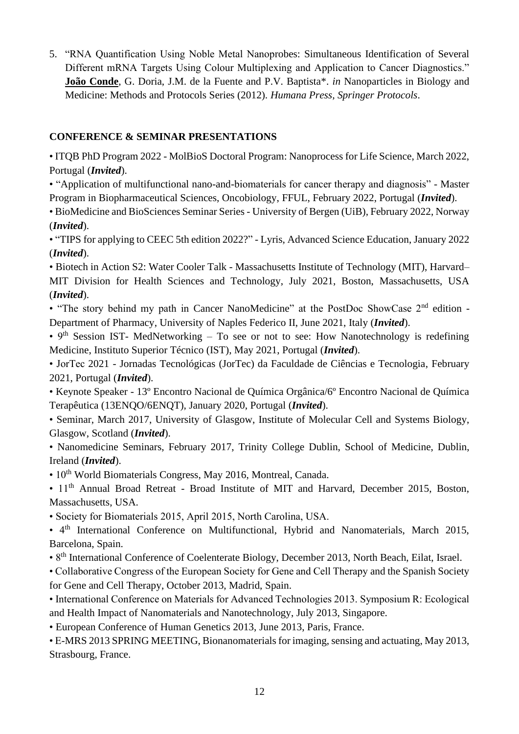5. "RNA Quantification Using Noble Metal Nanoprobes: Simultaneous Identification of Several Different mRNA Targets Using Colour Multiplexing and Application to Cancer Diagnostics." **João Conde**, G. Doria, J.M. de la Fuente and P.V. Baptista*. *in* Nanoparticles in Biology and Medicine: Methods and Protocols Series (2012). *Humana Press, Springer Protocols*.

**CONFERENCE & SEMINAR PRESENTATIONS**

• ITQB PhD Program 2022 - MolBioS Doctoral Program: Nanoprocess for Life Science, March 2022, Portugal (***Invited***).

• "Application of multifunctional nano-and-biomaterials for cancer therapy and diagnosis" - Master Program in Biopharmaceutical Sciences, Oncobiology, FFUL, February 2022, Portugal (***Invited***).

• BioMedicine and BioSciences Seminar Series - University of Bergen (UiB), February 2022, Norway (***Invited***).

• "TIPS for applying to CEEC 5th edition 2022?" - Lyris, Advanced Science Education, January 2022 (***Invited***).

• Biotech in Action S2: Water Cooler Talk - Massachusetts Institute of Technology (MIT), Harvard–MIT Division for Health Sciences and Technology, July 2021, Boston, Massachusetts, USA (***Invited***).

• "The story behind my path in Cancer NanoMedicine" at the PostDoc ShowCase 2nd edition - Department of Pharmacy, University of Naples Federico II, June 2021, Italy (***Invited***).

• 9th Session IST- MedNetworking – To see or not to see: How Nanotechnology is redefining Medicine, Instituto Superior Técnico (IST), May 2021, Portugal (***Invited***).

• JorTec 2021 - Jornadas Tecnológicas (JorTec) da Faculdade de Ciências e Tecnologia, February 2021, Portugal (***Invited***).

• Keynote Speaker - 13º Encontro Nacional de Química Orgânica/6º Encontro Nacional de Química Terapêutica (13ENQO/6ENQT), January 2020, Portugal (***Invited***).

• Seminar, March 2017, University of Glasgow, Institute of Molecular Cell and Systems Biology, Glasgow, Scotland (***Invited***).

• Nanomedicine Seminars, February 2017, Trinity College Dublin, School of Medicine, Dublin, Ireland (***Invited***).

• 10th World Biomaterials Congress, May 2016, Montreal, Canada.

• 11th Annual Broad Retreat - Broad Institute of MIT and Harvard, December 2015, Boston, Massachusetts, USA.

• Society for Biomaterials 2015, April 2015, North Carolina, USA.

• 4th International Conference on Multifunctional, Hybrid and Nanomaterials, March 2015, Barcelona, Spain.

• 8th International Conference of Coelenterate Biology, December 2013, North Beach, Eilat, Israel.

• Collaborative Congress of the European Society for Gene and Cell Therapy and the Spanish Society for Gene and Cell Therapy, October 2013, Madrid, Spain.

• International Conference on Materials for Advanced Technologies 2013. Symposium R: Ecological and Health Impact of Nanomaterials and Nanotechnology, July 2013, Singapore.

• European Conference of Human Genetics 2013, June 2013, Paris, France.

• E-MRS 2013 SPRING MEETING, Bionanomaterials for imaging, sensing and actuating, May 2013, Strasbourg, France.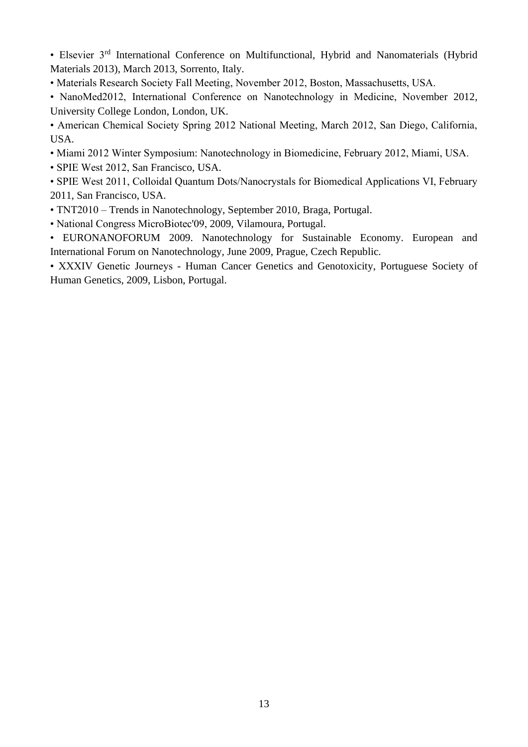- Elsevier 3rd International Conference on Multifunctional, Hybrid and Nanomaterials (Hybrid Materials 2013), March 2013, Sorrento, Italy.
- Materials Research Society Fall Meeting, November 2012, Boston, Massachusetts, USA.
- NanoMed2012, International Conference on Nanotechnology in Medicine, November 2012, University College London, London, UK.
- American Chemical Society Spring 2012 National Meeting, March 2012, San Diego, California, USA.
- Miami 2012 Winter Symposium: Nanotechnology in Biomedicine, February 2012, Miami, USA.
- SPIE West 2012, San Francisco, USA.
- SPIE West 2011, Colloidal Quantum Dots/Nanocrystals for Biomedical Applications VI, February 2011, San Francisco, USA.
- TNT2010 – Trends in Nanotechnology, September 2010, Braga, Portugal.
- National Congress MicroBiotec'09, 2009, Vilamoura, Portugal.
- EURONANOFORUM 2009. Nanotechnology for Sustainable Economy. European and International Forum on Nanotechnology, June 2009, Prague, Czech Republic.
- XXXIV Genetic Journeys - Human Cancer Genetics and Genotoxicity, Portuguese Society of Human Genetics, 2009, Lisbon, Portugal.